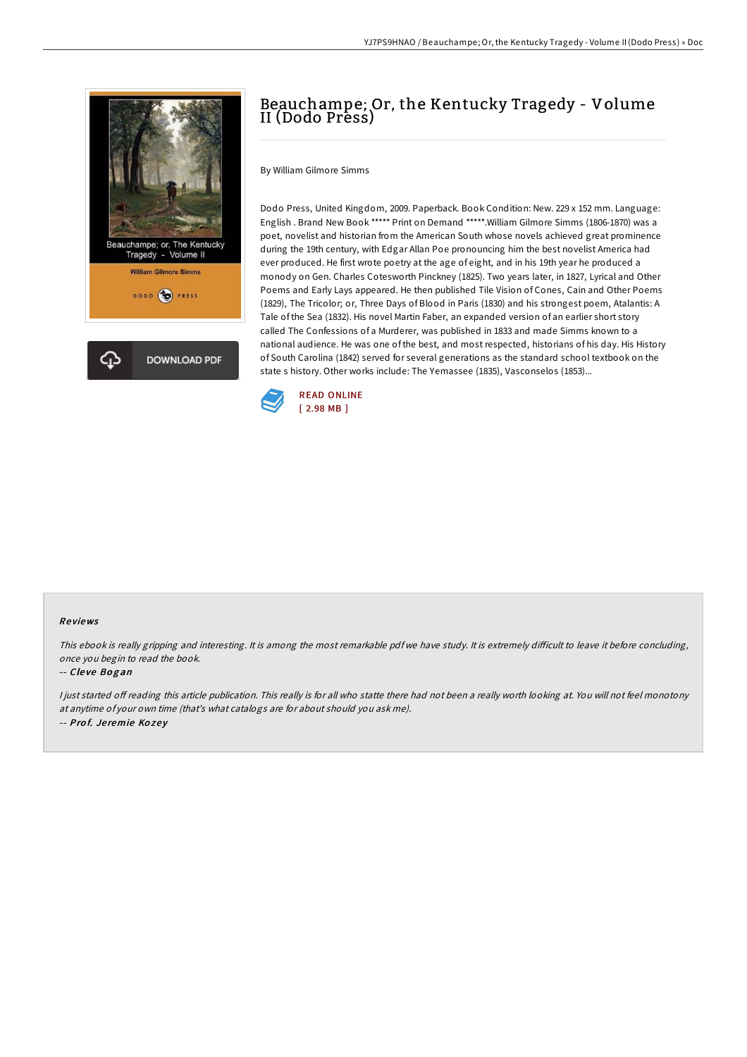# Beauchampe; Or, the Kentucky Tragedy - Volume II (Dodo Press)

By William Gilmore Simms

Dodo Press, United Kingdom, 2009. Paperback. Book Condition: New. 229 x 152 mm. Language: English . Brand New Book ***** Print on Demand *****.William Gilmore Simms (1806-1870) was a poet, novelist and historian from the American South whose novels achieved great prominence during the 19th century, with Edgar Allan Poe pronouncing him the best novelist America had ever produced. He first wrote poetry at the age of eight, and in his 19th year he produced a monody on Gen. Charles Cotesworth Pinckney (1825). Two years later, in 1827, Lyrical and Other Poems and Early Lays appeared. He then published Tile Vision of Cones, Cain and Other Poems (1829), The Tricolor; or, Three Days of Blood in Paris (1830) and his strongest poem, Atalantis: A Tale of the Sea (1832). His novel Martin Faber, an expanded version of an earlier short story called The Confessions of a Murderer, was published in 1833 and made Simms known to a national audience. He was one of the best, and most respected, historians of his day. His History of South Carolina (1842) served for several generations as the standard school textbook on the state s history. Other works include: The Yemassee (1835), Vasconselos (1853)...

DOWNLOAD PDF

READ ONLINE
[ 2.98 MB ]

## Reviews

*This ebook is really gripping and interesting. It is among the most remarkable pdf we have study. It is extremely difficult to leave it before concluding, once you begin to read the book.*

-- *Cleve Bogan*

*I just started off reading this article publication. This really is for all who statte there had not been a really worth looking at. You will not feel monotony at anytime of your own time (that's what catalogs are for about should you ask me).*

-- *Prof. Jeremie Kozey*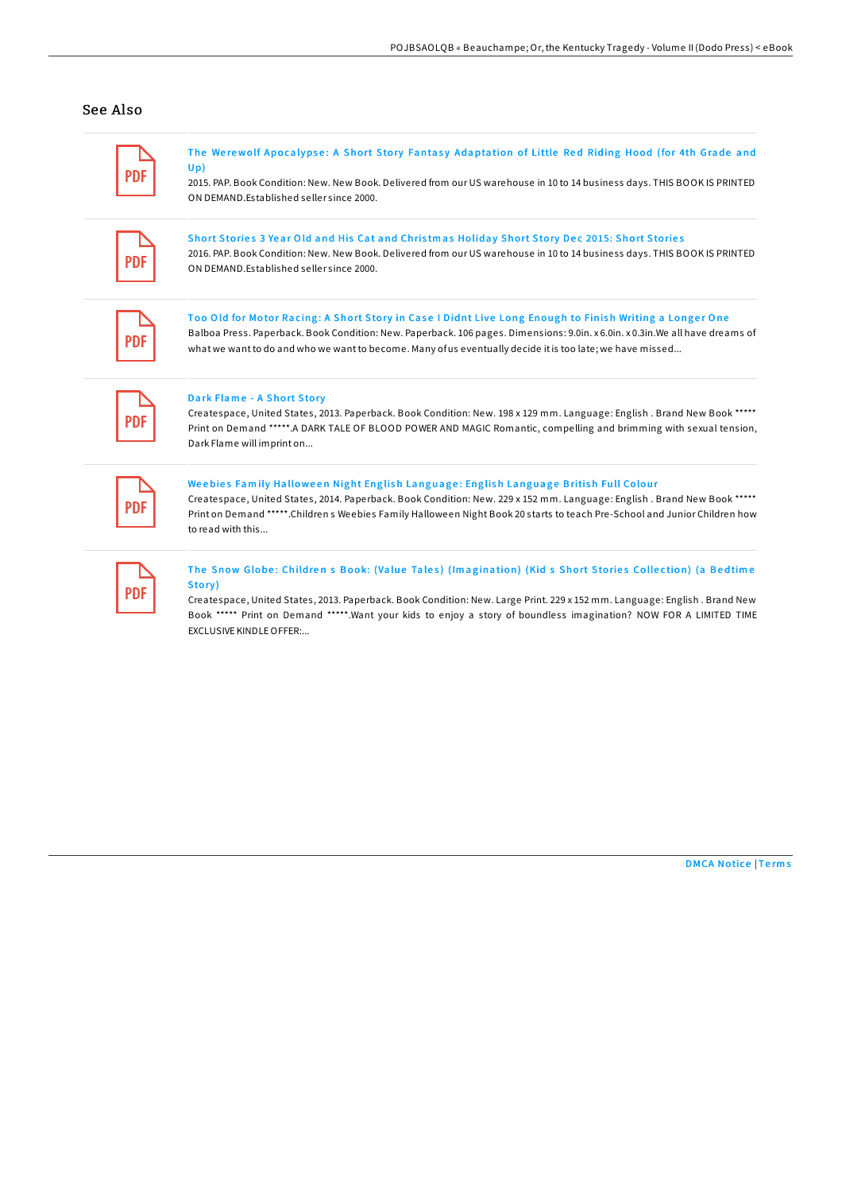## See Also

**The Werewolf Apocalypse: A Short Story Fantasy Adaptation of Little Red Riding Hood (for 4th Grade and Up)**

2015. PAP. Book Condition: New. New Book. Delivered from our US warehouse in 10 to 14 business days. THIS BOOK IS PRINTED ON DEMAND.Established seller since 2000.

**Short Stories 3 Year Old and His Cat and Christmas Holiday Short Story Dec 2015: Short Stories**

2016. PAP. Book Condition: New. New Book. Delivered from our US warehouse in 10 to 14 business days. THIS BOOK IS PRINTED ON DEMAND.Established seller since 2000.

**Too Old for Motor Racing: A Short Story in Case I Didnt Live Long Enough to Finish Writing a Longer One**

Balboa Press. Paperback. Book Condition: New. Paperback. 106 pages. Dimensions: 9.0in. x 6.0in. x 0.3in.We all have dreams of what we want to do and who we want to become. Many of us eventually decide it is too late; we have missed...

**Dark Flame - A Short Story**

Createspace, United States, 2013. Paperback. Book Condition: New. 198 x 129 mm. Language: English . Brand New Book ***** Print on Demand *****.A DARK TALE OF BLOOD POWER AND MAGIC Romantic, compelling and brimming with sexual tension, Dark Flame will imprint on...

**Weebies Family Halloween Night English Language: English Language British Full Colour**

Createspace, United States, 2014. Paperback. Book Condition: New. 229 x 152 mm. Language: English . Brand New Book ***** Print on Demand *****.Children s Weebies Family Halloween Night Book 20 starts to teach Pre-School and Junior Children how to read with this...

**The Snow Globe: Children s Book: (Value Tales) (Imagination) (Kid s Short Stories Collection) (a Bedtime Story)**

Createspace, United States, 2013. Paperback. Book Condition: New. Large Print. 229 x 152 mm. Language: English . Brand New Book ***** Print on Demand *****.Want your kids to enjoy a story of boundless imagination? NOW FOR A LIMITED TIME EXCLUSIVE KINDLE OFFER:...